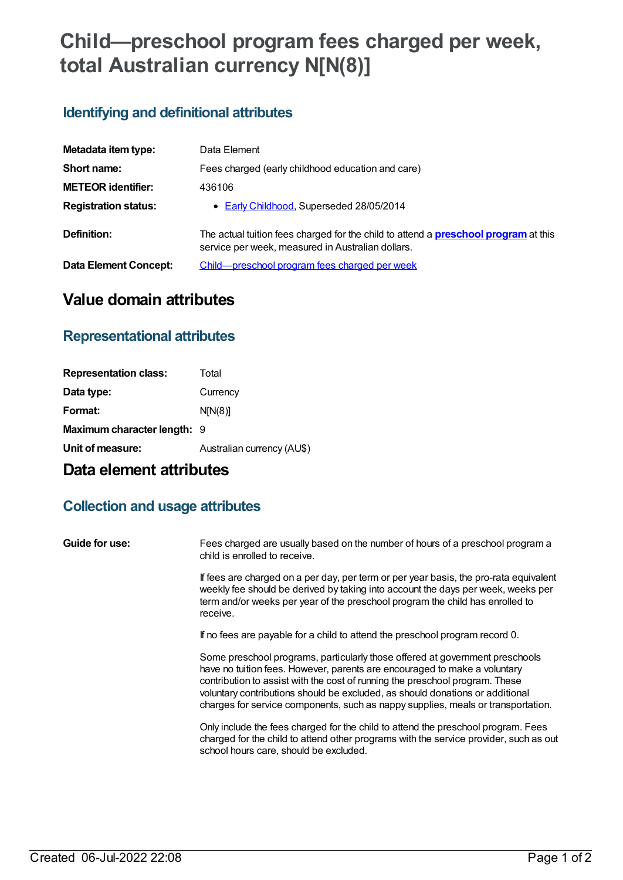# Child—preschool program fees charged per week, total Australian currency N[N(8)]

## Identifying and definitional attributes

| | |
|---|---|
| **Metadata item type:** | Data Element |
| **Short name:** | Fees charged (early childhood education and care) |
| **METEOR identifier:** | 436106 |
| **Registration status:** | • Early Childhood, Superseded 28/05/2014 |
| **Definition:** | The actual tuition fees charged for the child to attend a **preschool program** at this service per week, measured in Australian dollars. |
| **Data Element Concept:** | Child—preschool program fees charged per week |

# Value domain attributes

## Representational attributes

| | |
|---|---|
| **Representation class:** | Total |
| **Data type:** | Currency |
| **Format:** | N[N(8)] |
| **Maximum character length:** | 9 |
| **Unit of measure:** | Australian currency (AU$) |

# Data element attributes

## Collection and usage attributes

**Guide for use:**

Fees charged are usually based on the number of hours of a preschool program a child is enrolled to receive.

If fees are charged on a per day, per term or per year basis, the pro-rata equivalent weekly fee should be derived by taking into account the days per week, weeks per term and/or weeks per year of the preschool program the child has enrolled to receive.

If no fees are payable for a child to attend the preschool program record 0.

Some preschool programs, particularly those offered at government preschools have no tuition fees. However, parents are encouraged to make a voluntary contribution to assist with the cost of running the preschool program. These voluntary contributions should be excluded, as should donations or additional charges for service components, such as nappy supplies, meals or transportation.

Only include the fees charged for the child to attend the preschool program. Fees charged for the child to attend other programs with the service provider, such as out school hours care, should be excluded.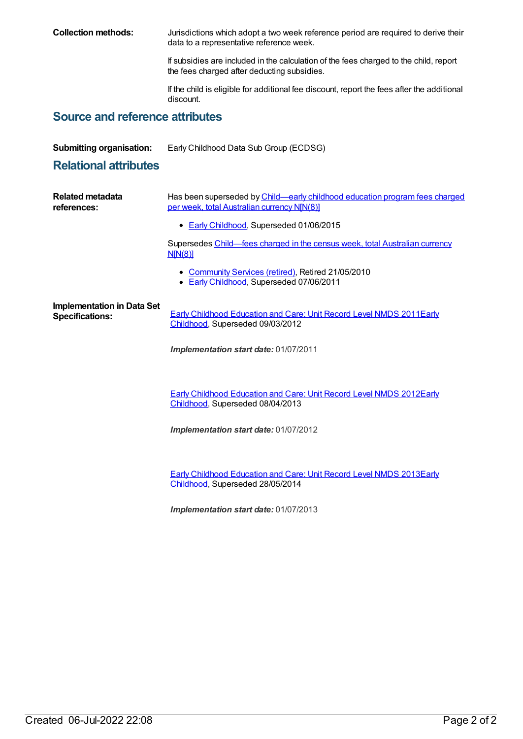**Collection methods:** Jurisdictions which adopt a two week reference period are required to derive their data to a representative reference week.

If subsidies are included in the calculation of the fees charged to the child, report the fees charged after deducting subsidies.

If the child is eligible for additional fee discount, report the fees after the additional discount.

## Source and reference attributes

**Submitting organisation:** Early Childhood Data Sub Group (ECDSG)

## Relational attributes

**Related metadata references:**

Has been superseded by Child—early childhood education program fees charged per week, total Australian currency N[N(8)]

- Early Childhood, Superseded 01/06/2015

Supersedes Child—fees charged in the census week, total Australian currency N[N(8)]

- Community Services (retired), Retired 21/05/2010
- Early Childhood, Superseded 07/06/2011

**Implementation in Data Set Specifications:**

Early Childhood Education and Care: Unit Record Level NMDS 2011Early Childhood, Superseded 09/03/2012

***Implementation start date:*** 01/07/2011

Early Childhood Education and Care: Unit Record Level NMDS 2012Early Childhood, Superseded 08/04/2013

***Implementation start date:*** 01/07/2012

Early Childhood Education and Care: Unit Record Level NMDS 2013Early Childhood, Superseded 28/05/2014

***Implementation start date:*** 01/07/2013